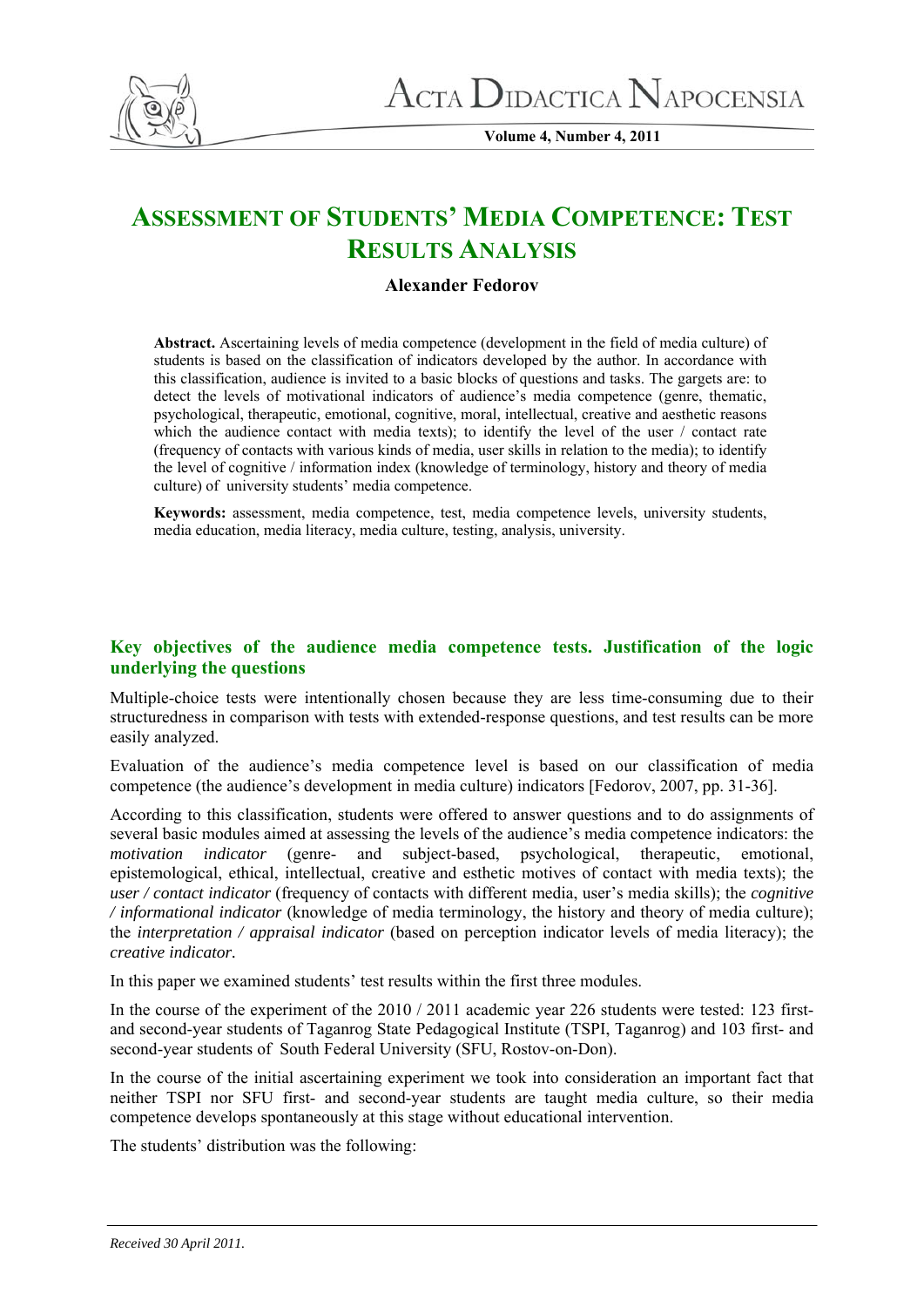# ASSESSMENT OF STUDENTS' MEDIA COMPETENCE: TEST RESULTS ANALYSIS

**Alexander Fedorov**

**Abstract.** Ascertaining levels of media competence (development in the field of media culture) of students is based on the classification of indicators developed by the author. In accordance with this classification, audience is invited to a basic blocks of questions and tasks. The gargets are: to detect the levels of motivational indicators of audience's media competence (genre, thematic, psychological, therapeutic, emotional, cognitive, moral, intellectual, creative and aesthetic reasons which the audience contact with media texts); to identify the level of the user / contact rate (frequency of contacts with various kinds of media, user skills in relation to the media); to identify the level of cognitive / information index (knowledge of terminology, history and theory of media culture) of university students' media competence.

**Keywords:** assessment, media competence, test, media competence levels, university students, media education, media literacy, media culture, testing, analysis, university.

## Key objectives of the audience media competence tests. Justification of the logic underlying the questions

Multiple-choice tests were intentionally chosen because they are less time-consuming due to their structuredness in comparison with tests with extended-response questions, and test results can be more easily analyzed.

Evaluation of the audience's media competence level is based on our classification of media competence (the audience's development in media culture) indicators [Fedorov, 2007, pp. 31-36].

According to this classification, students were offered to answer questions and to do assignments of several basic modules aimed at assessing the levels of the audience's media competence indicators: the *motivation indicator* (genre- and subject-based, psychological, therapeutic, emotional, epistemological, ethical, intellectual, creative and esthetic motives of contact with media texts); the *user / contact indicator* (frequency of contacts with different media, user's media skills); the *cognitive / informational indicator* (knowledge of media terminology, the history and theory of media culture); the *interpretation / appraisal indicator* (based on perception indicator levels of media literacy); the *creative indicator*.

In this paper we examined students' test results within the first three modules.

In the course of the experiment of the 2010 / 2011 academic year 226 students were tested: 123 first- and second-year students of Taganrog State Pedagogical Institute (TSPI, Taganrog) and 103 first- and second-year students of South Federal University (SFU, Rostov-on-Don).

In the course of the initial ascertaining experiment we took into consideration an important fact that neither TSPI nor SFU first- and second-year students are taught media culture, so their media competence develops spontaneously at this stage without educational intervention.

The students' distribution was the following:

*Received 30 April 2011.*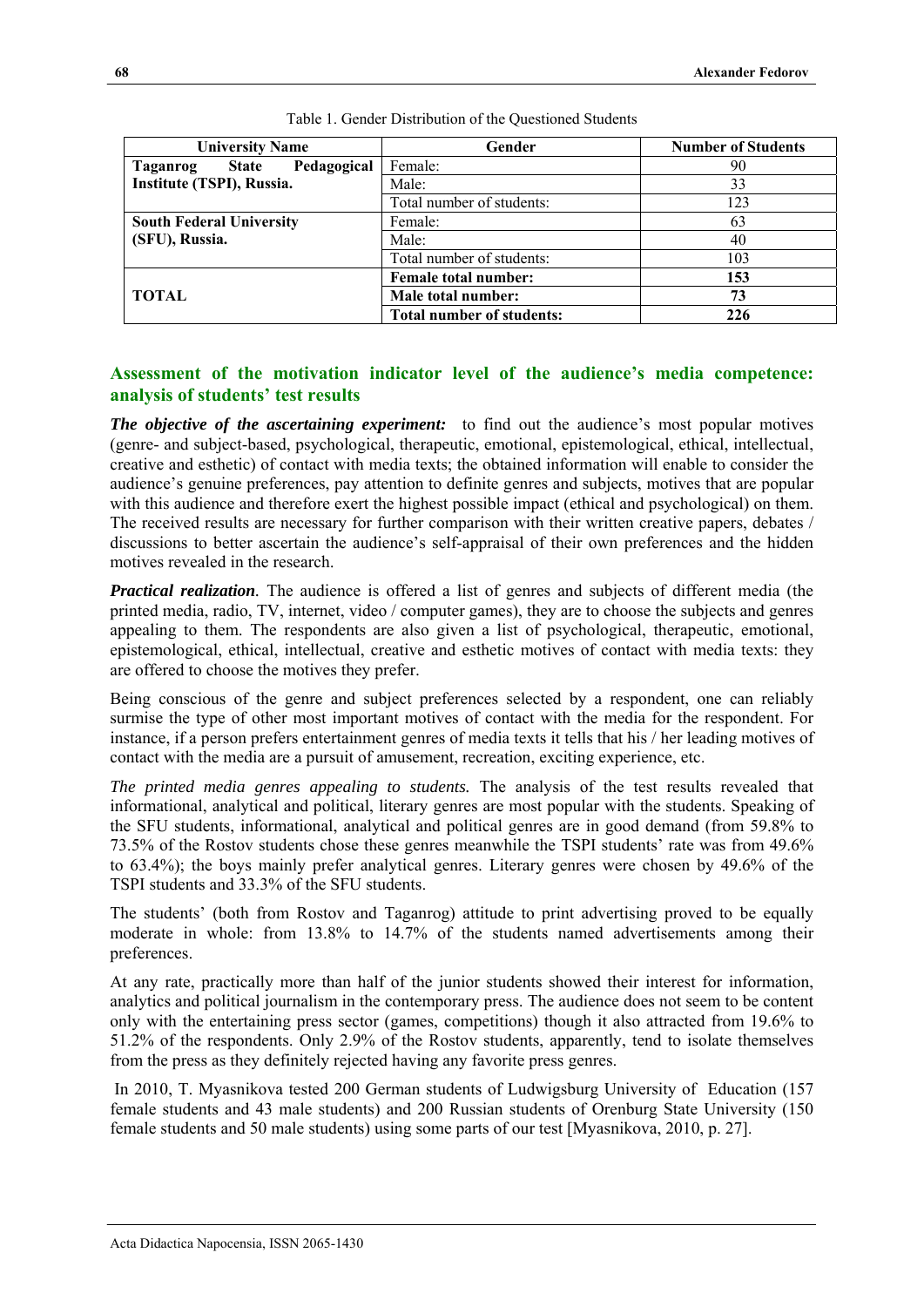Table 1. Gender Distribution of the Questioned Students

| University Name | Gender | Number of Students |
|---|---|---|
| **Taganrog State Pedagogical Institute (TSPI), Russia.** | Female: | 90 |
| | Male: | 33 |
| | Total number of students: | 123 |
| **South Federal University (SFU), Russia.** | Female: | 63 |
| | Male: | 40 |
| | Total number of students: | 103 |
| **TOTAL** | **Female total number:** | **153** |
| | **Male total number:** | **73** |
| | **Total number of students:** | **226** |

## Assessment of the motivation indicator level of the audience's media competence: analysis of students' test results

***The objective of the ascertaining experiment:*** to find out the audience's most popular motives (genre- and subject-based, psychological, therapeutic, emotional, epistemological, ethical, intellectual, creative and esthetic) of contact with media texts; the obtained information will enable to consider the audience's genuine preferences, pay attention to definite genres and subjects, motives that are popular with this audience and therefore exert the highest possible impact (ethical and psychological) on them. The received results are necessary for further comparison with their written creative papers, debates / discussions to better ascertain the audience's self-appraisal of their own preferences and the hidden motives revealed in the research.

***Practical realization***. The audience is offered a list of genres and subjects of different media (the printed media, radio, TV, internet, video / computer games), they are to choose the subjects and genres appealing to them. The respondents are also given a list of psychological, therapeutic, emotional, epistemological, ethical, intellectual, creative and esthetic motives of contact with media texts: they are offered to choose the motives they prefer.

Being conscious of the genre and subject preferences selected by a respondent, one can reliably surmise the type of other most important motives of contact with the media for the respondent. For instance, if a person prefers entertainment genres of media texts it tells that his / her leading motives of contact with the media are a pursuit of amusement, recreation, exciting experience, etc.

*The printed media genres appealing to students.* The analysis of the test results revealed that informational, analytical and political, literary genres are most popular with the students. Speaking of the SFU students, informational, analytical and political genres are in good demand (from 59.8% to 73.5% of the Rostov students chose these genres meanwhile the TSPI students' rate was from 49.6% to 63.4%); the boys mainly prefer analytical genres. Literary genres were chosen by 49.6% of the TSPI students and 33.3% of the SFU students.

The students' (both from Rostov and Taganrog) attitude to print advertising proved to be equally moderate in whole: from 13.8% to 14.7% of the students named advertisements among their preferences.

At any rate, practically more than half of the junior students showed their interest for information, analytics and political journalism in the contemporary press. The audience does not seem to be content only with the entertaining press sector (games, competitions) though it also attracted from 19.6% to 51.2% of the respondents. Only 2.9% of the Rostov students, apparently, tend to isolate themselves from the press as they definitely rejected having any favorite press genres.

In 2010, T. Myasnikova tested 200 German students of Ludwigsburg University of Education (157 female students and 43 male students) and 200 Russian students of Orenburg State University (150 female students and 50 male students) using some parts of our test [Myasnikova, 2010, p. 27].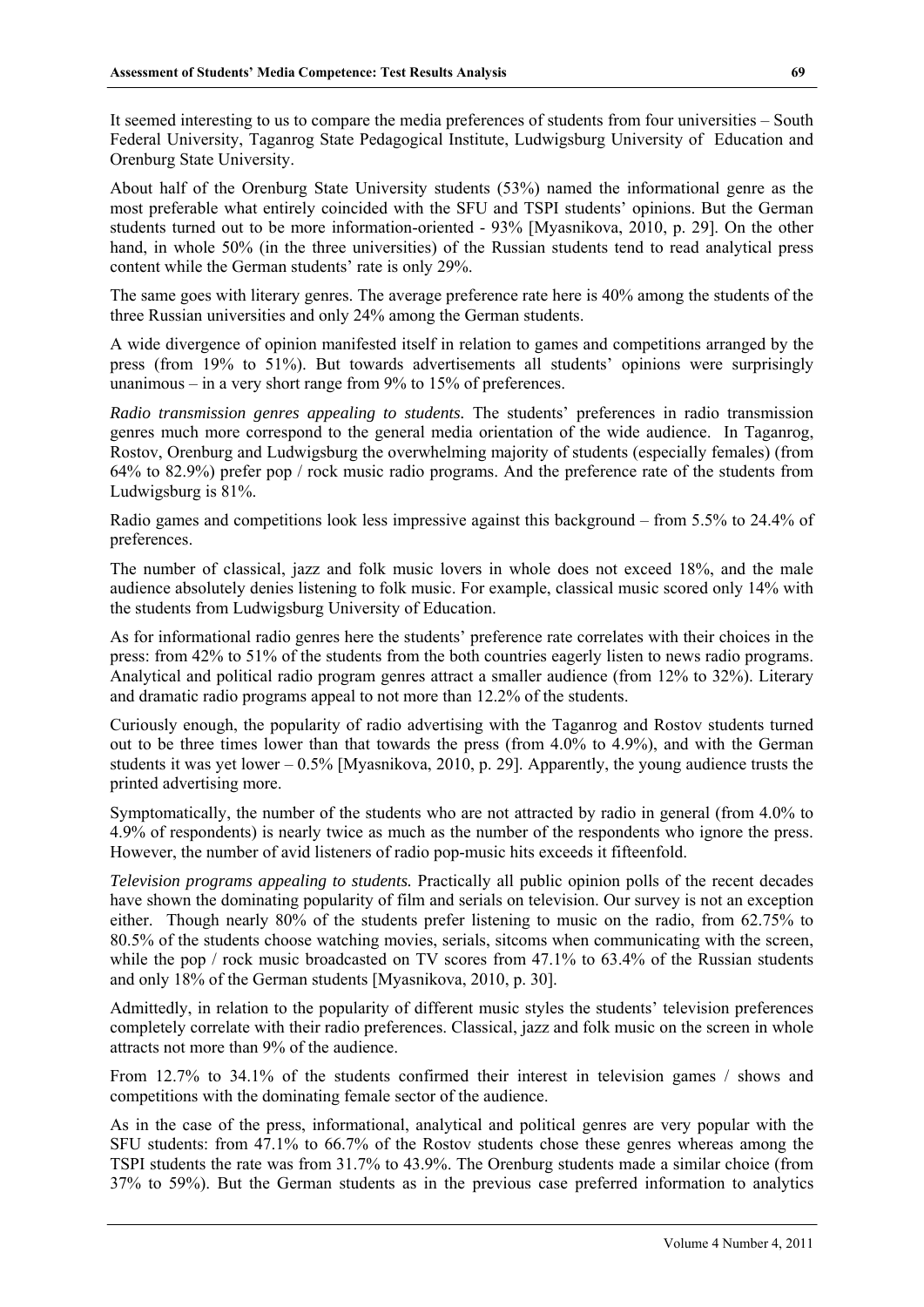It seemed interesting to us to compare the media preferences of students from four universities – South Federal University, Taganrog State Pedagogical Institute, Ludwigsburg University of Education and Orenburg State University.

About half of the Orenburg State University students (53%) named the informational genre as the most preferable what entirely coincided with the SFU and TSPI students' opinions. But the German students turned out to be more information-oriented - 93% [Myasnikova, 2010, p. 29]. On the other hand, in whole 50% (in the three universities) of the Russian students tend to read analytical press content while the German students' rate is only 29%.

The same goes with literary genres. The average preference rate here is 40% among the students of the three Russian universities and only 24% among the German students.

A wide divergence of opinion manifested itself in relation to games and competitions arranged by the press (from 19% to 51%). But towards advertisements all students' opinions were surprisingly unanimous – in a very short range from 9% to 15% of preferences.

*Radio transmission genres appealing to students.* The students' preferences in radio transmission genres much more correspond to the general media orientation of the wide audience. In Taganrog, Rostov, Orenburg and Ludwigsburg the overwhelming majority of students (especially females) (from 64% to 82.9%) prefer pop / rock music radio programs. And the preference rate of the students from Ludwigsburg is 81%.

Radio games and competitions look less impressive against this background – from 5.5% to 24.4% of preferences.

The number of classical, jazz and folk music lovers in whole does not exceed 18%, and the male audience absolutely denies listening to folk music. For example, classical music scored only 14% with the students from Ludwigsburg University of Education.

As for informational radio genres here the students' preference rate correlates with their choices in the press: from 42% to 51% of the students from the both countries eagerly listen to news radio programs. Analytical and political radio program genres attract a smaller audience (from 12% to 32%). Literary and dramatic radio programs appeal to not more than 12.2% of the students.

Curiously enough, the popularity of radio advertising with the Taganrog and Rostov students turned out to be three times lower than that towards the press (from 4.0% to 4.9%), and with the German students it was yet lower – 0.5% [Myasnikova, 2010, p. 29]. Apparently, the young audience trusts the printed advertising more.

Symptomatically, the number of the students who are not attracted by radio in general (from 4.0% to 4.9% of respondents) is nearly twice as much as the number of the respondents who ignore the press. However, the number of avid listeners of radio pop-music hits exceeds it fifteenfold.

*Television programs appealing to students.* Practically all public opinion polls of the recent decades have shown the dominating popularity of film and serials on television. Our survey is not an exception either. Though nearly 80% of the students prefer listening to music on the radio, from 62.75% to 80.5% of the students choose watching movies, serials, sitcoms when communicating with the screen, while the pop / rock music broadcasted on TV scores from 47.1% to 63.4% of the Russian students and only 18% of the German students [Myasnikova, 2010, p. 30].

Admittedly, in relation to the popularity of different music styles the students' television preferences completely correlate with their radio preferences. Classical, jazz and folk music on the screen in whole attracts not more than 9% of the audience.

From 12.7% to 34.1% of the students confirmed their interest in television games / shows and competitions with the dominating female sector of the audience.

As in the case of the press, informational, analytical and political genres are very popular with the SFU students: from 47.1% to 66.7% of the Rostov students chose these genres whereas among the TSPI students the rate was from 31.7% to 43.9%. The Orenburg students made a similar choice (from 37% to 59%). But the German students as in the previous case preferred information to analytics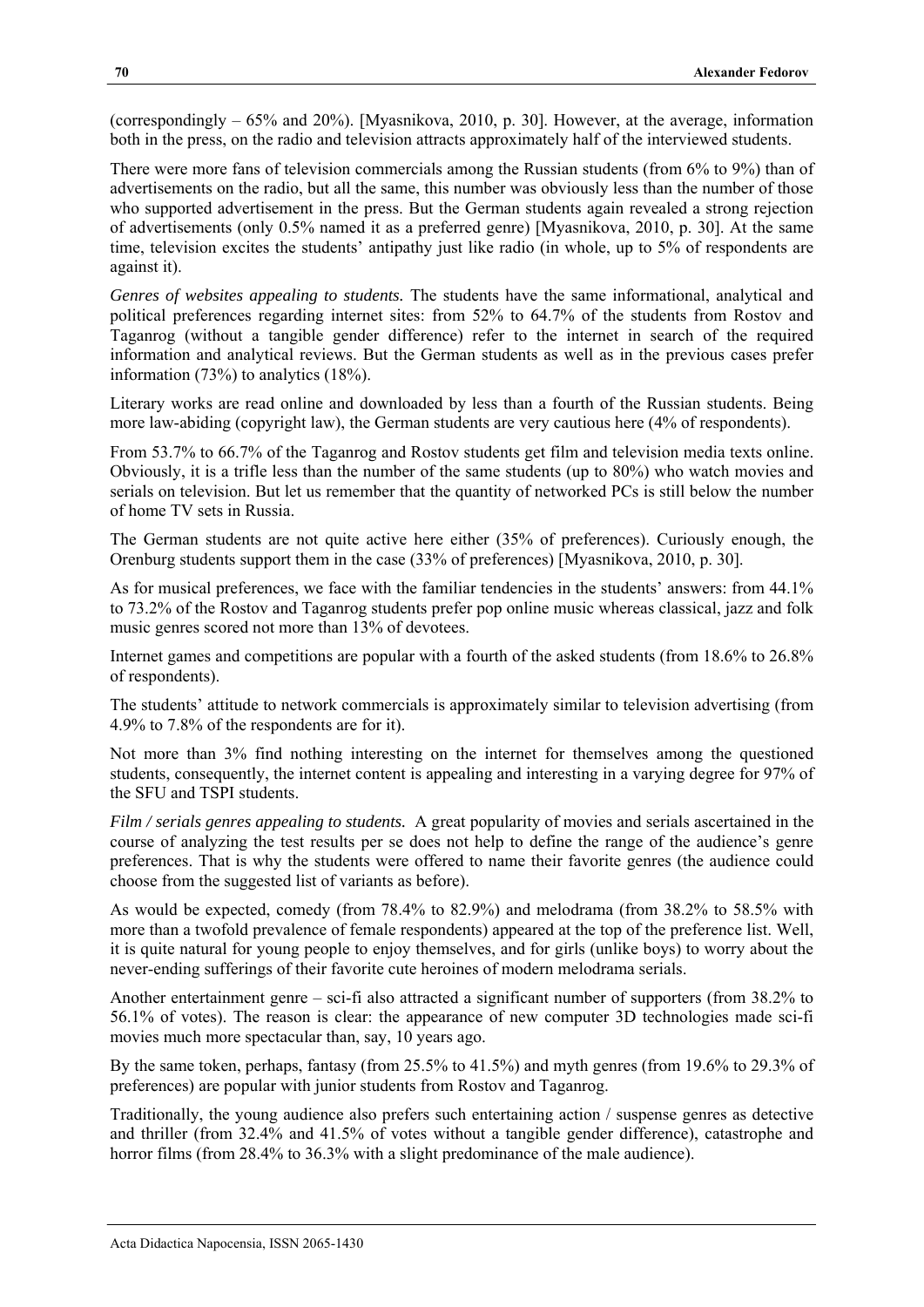(correspondingly – 65% and 20%). [Myasnikova, 2010, p. 30]. However, at the average, information both in the press, on the radio and television attracts approximately half of the interviewed students.

There were more fans of television commercials among the Russian students (from 6% to 9%) than of advertisements on the radio, but all the same, this number was obviously less than the number of those who supported advertisement in the press. But the German students again revealed a strong rejection of advertisements (only 0.5% named it as a preferred genre) [Myasnikova, 2010, p. 30]. At the same time, television excites the students' antipathy just like radio (in whole, up to 5% of respondents are against it).

*Genres of websites appealing to students.* The students have the same informational, analytical and political preferences regarding internet sites: from 52% to 64.7% of the students from Rostov and Taganrog (without a tangible gender difference) refer to the internet in search of the required information and analytical reviews. But the German students as well as in the previous cases prefer information (73%) to analytics (18%).

Literary works are read online and downloaded by less than a fourth of the Russian students. Being more law-abiding (copyright law), the German students are very cautious here (4% of respondents).

From 53.7% to 66.7% of the Taganrog and Rostov students get film and television media texts online. Obviously, it is a trifle less than the number of the same students (up to 80%) who watch movies and serials on television. But let us remember that the quantity of networked PCs is still below the number of home TV sets in Russia.

The German students are not quite active here either (35% of preferences). Curiously enough, the Orenburg students support them in the case (33% of preferences) [Myasnikova, 2010, p. 30].

As for musical preferences, we face with the familiar tendencies in the students' answers: from 44.1% to 73.2% of the Rostov and Taganrog students prefer pop online music whereas classical, jazz and folk music genres scored not more than 13% of devotees.

Internet games and competitions are popular with a fourth of the asked students (from 18.6% to 26.8% of respondents).

The students' attitude to network commercials is approximately similar to television advertising (from 4.9% to 7.8% of the respondents are for it).

Not more than 3% find nothing interesting on the internet for themselves among the questioned students, consequently, the internet content is appealing and interesting in a varying degree for 97% of the SFU and TSPI students.

*Film / serials genres appealing to students.* A great popularity of movies and serials ascertained in the course of analyzing the test results per se does not help to define the range of the audience's genre preferences. That is why the students were offered to name their favorite genres (the audience could choose from the suggested list of variants as before).

As would be expected, comedy (from 78.4% to 82.9%) and melodrama (from 38.2% to 58.5% with more than a twofold prevalence of female respondents) appeared at the top of the preference list. Well, it is quite natural for young people to enjoy themselves, and for girls (unlike boys) to worry about the never-ending sufferings of their favorite cute heroines of modern melodrama serials.

Another entertainment genre – sci-fi also attracted a significant number of supporters (from 38.2% to 56.1% of votes). The reason is clear: the appearance of new computer 3D technologies made sci-fi movies much more spectacular than, say, 10 years ago.

By the same token, perhaps, fantasy (from 25.5% to 41.5%) and myth genres (from 19.6% to 29.3% of preferences) are popular with junior students from Rostov and Taganrog.

Traditionally, the young audience also prefers such entertaining action / suspense genres as detective and thriller (from 32.4% and 41.5% of votes without a tangible gender difference), catastrophe and horror films (from 28.4% to 36.3% with a slight predominance of the male audience).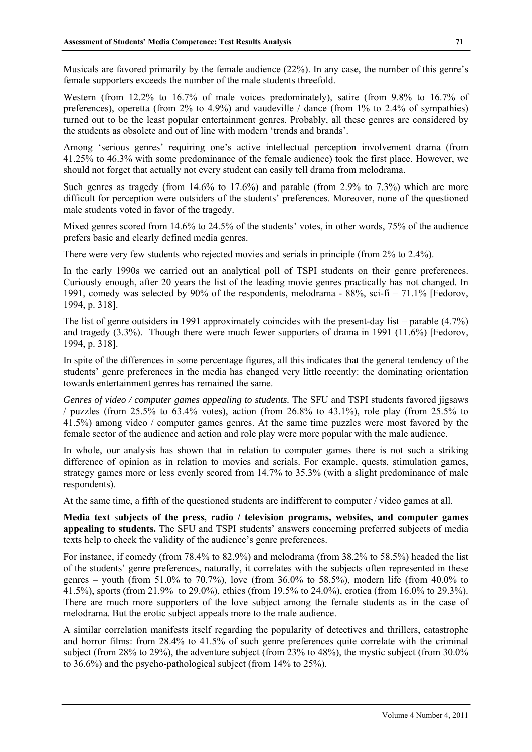Musicals are favored primarily by the female audience (22%). In any case, the number of this genre's female supporters exceeds the number of the male students threefold.

Western (from 12.2% to 16.7% of male voices predominately), satire (from 9.8% to 16.7% of preferences), operetta (from 2% to 4.9%) and vaudeville / dance (from 1% to 2.4% of sympathies) turned out to be the least popular entertainment genres. Probably, all these genres are considered by the students as obsolete and out of line with modern 'trends and brands'.

Among 'serious genres' requiring one's active intellectual perception involvement drama (from 41.25% to 46.3% with some predominance of the female audience) took the first place. However, we should not forget that actually not every student can easily tell drama from melodrama.

Such genres as tragedy (from 14.6% to 17.6%) and parable (from 2.9% to 7.3%) which are more difficult for perception were outsiders of the students' preferences. Moreover, none of the questioned male students voted in favor of the tragedy.

Mixed genres scored from 14.6% to 24.5% of the students' votes, in other words, 75% of the audience prefers basic and clearly defined media genres.

There were very few students who rejected movies and serials in principle (from 2% to 2.4%).

In the early 1990s we carried out an analytical poll of TSPI students on their genre preferences. Curiously enough, after 20 years the list of the leading movie genres practically has not changed. In 1991, comedy was selected by 90% of the respondents, melodrama - 88%, sci-fi – 71.1% [Fedorov, 1994, p. 318].

The list of genre outsiders in 1991 approximately coincides with the present-day list – parable (4.7%) and tragedy (3.3%). Though there were much fewer supporters of drama in 1991 (11.6%) [Fedorov, 1994, p. 318].

In spite of the differences in some percentage figures, all this indicates that the general tendency of the students' genre preferences in the media has changed very little recently: the dominating orientation towards entertainment genres has remained the same.

*Genres of video / computer games appealing to students.* The SFU and TSPI students favored jigsaws / puzzles (from 25.5% to 63.4% votes), action (from 26.8% to 43.1%), role play (from 25.5% to 41.5%) among video / computer games genres. At the same time puzzles were most favored by the female sector of the audience and action and role play were more popular with the male audience.

In whole, our analysis has shown that in relation to computer games there is not such a striking difference of opinion as in relation to movies and serials. For example, quests, stimulation games, strategy games more or less evenly scored from 14.7% to 35.3% (with a slight predominance of male respondents).

At the same time, a fifth of the questioned students are indifferent to computer / video games at all.

**Media text subjects of the press, radio / television programs, websites, and computer games appealing to students.** The SFU and TSPI students' answers concerning preferred subjects of media texts help to check the validity of the audience's genre preferences.

For instance, if comedy (from 78.4% to 82.9%) and melodrama (from 38.2% to 58.5%) headed the list of the students' genre preferences, naturally, it correlates with the subjects often represented in these genres – youth (from 51.0% to 70.7%), love (from 36.0% to 58.5%), modern life (from 40.0% to 41.5%), sports (from 21.9% to 29.0%), ethics (from 19.5% to 24.0%), erotica (from 16.0% to 29.3%). There are much more supporters of the love subject among the female students as in the case of melodrama. But the erotic subject appeals more to the male audience.

A similar correlation manifests itself regarding the popularity of detectives and thrillers, catastrophe and horror films: from 28.4% to 41.5% of such genre preferences quite correlate with the criminal subject (from 28% to 29%), the adventure subject (from 23% to 48%), the mystic subject (from 30.0% to 36.6%) and the psycho-pathological subject (from 14% to 25%).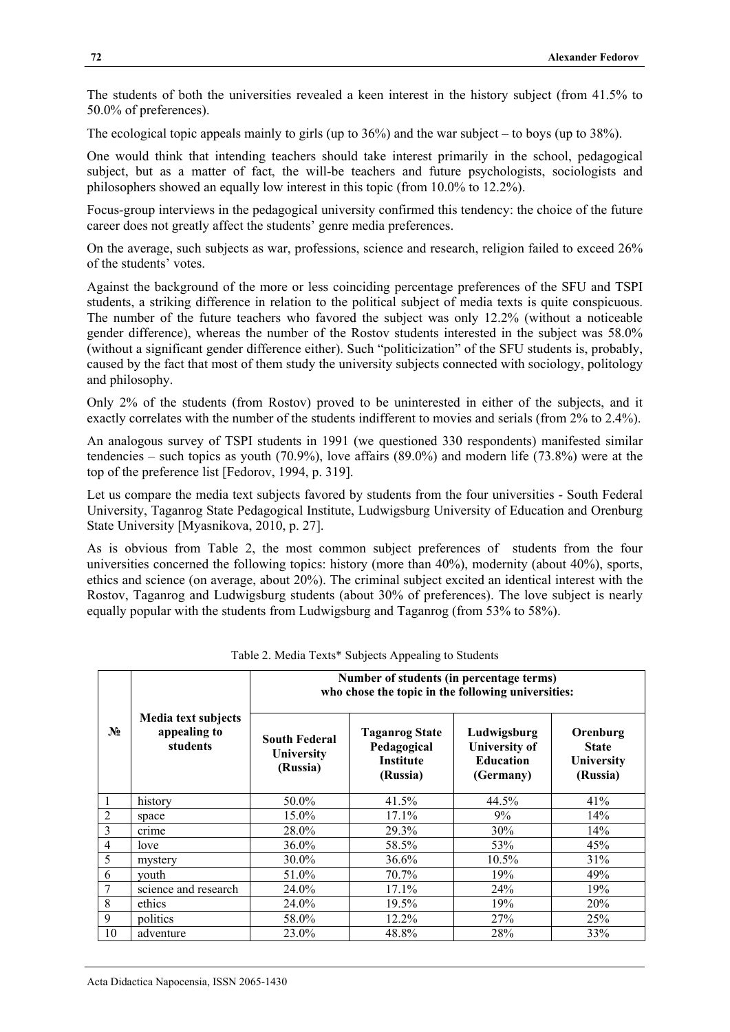The students of both the universities revealed a keen interest in the history subject (from 41.5% to 50.0% of preferences).

The ecological topic appeals mainly to girls (up to 36%) and the war subject – to boys (up to 38%).

One would think that intending teachers should take interest primarily in the school, pedagogical subject, but as a matter of fact, the will-be teachers and future psychologists, sociologists and philosophers showed an equally low interest in this topic (from 10.0% to 12.2%).

Focus-group interviews in the pedagogical university confirmed this tendency: the choice of the future career does not greatly affect the students' genre media preferences.

On the average, such subjects as war, professions, science and research, religion failed to exceed 26% of the students' votes.

Against the background of the more or less coinciding percentage preferences of the SFU and TSPI students, a striking difference in relation to the political subject of media texts is quite conspicuous. The number of the future teachers who favored the subject was only 12.2% (without a noticeable gender difference), whereas the number of the Rostov students interested in the subject was 58.0% (without a significant gender difference either). Such "politicization" of the SFU students is, probably, caused by the fact that most of them study the university subjects connected with sociology, politology and philosophy.

Only 2% of the students (from Rostov) proved to be uninterested in either of the subjects, and it exactly correlates with the number of the students indifferent to movies and serials (from 2% to 2.4%).

An analogous survey of TSPI students in 1991 (we questioned 330 respondents) manifested similar tendencies – such topics as youth (70.9%), love affairs (89.0%) and modern life (73.8%) were at the top of the preference list [Fedorov, 1994, p. 319].

Let us compare the media text subjects favored by students from the four universities - South Federal University, Taganrog State Pedagogical Institute, Ludwigsburg University of Education and Orenburg State University [Myasnikova, 2010, p. 27].

As is obvious from Table 2, the most common subject preferences of students from the four universities concerned the following topics: history (more than 40%), modernity (about 40%), sports, ethics and science (on average, about 20%). The criminal subject excited an identical interest with the Rostov, Taganrog and Ludwigsburg students (about 30% of preferences). The love subject is nearly equally popular with the students from Ludwigsburg and Taganrog (from 53% to 58%).

Table 2. Media Texts* Subjects Appealing to Students

| № | Media text subjects appealing to students | Number of students (in percentage terms) who chose the topic in the following universities: | | | |
|---|---|---|---|---|---|
| | | **South Federal University (Russia)** | **Taganrog State Pedagogical Institute (Russia)** | **Ludwigsburg University of Education (Germany)** | **Orenburg State University (Russia)** |
| 1 | history | 50.0% | 41.5% | 44.5% | 41% |
| 2 | space | 15.0% | 17.1% | 9% | 14% |
| 3 | crime | 28.0% | 29.3% | 30% | 14% |
| 4 | love | 36.0% | 58.5% | 53% | 45% |
| 5 | mystery | 30.0% | 36.6% | 10.5% | 31% |
| 6 | youth | 51.0% | 70.7% | 19% | 49% |
| 7 | science and research | 24.0% | 17.1% | 24% | 19% |
| 8 | ethics | 24.0% | 19.5% | 19% | 20% |
| 9 | politics | 58.0% | 12.2% | 27% | 25% |
| 10 | adventure | 23.0% | 48.8% | 28% | 33% |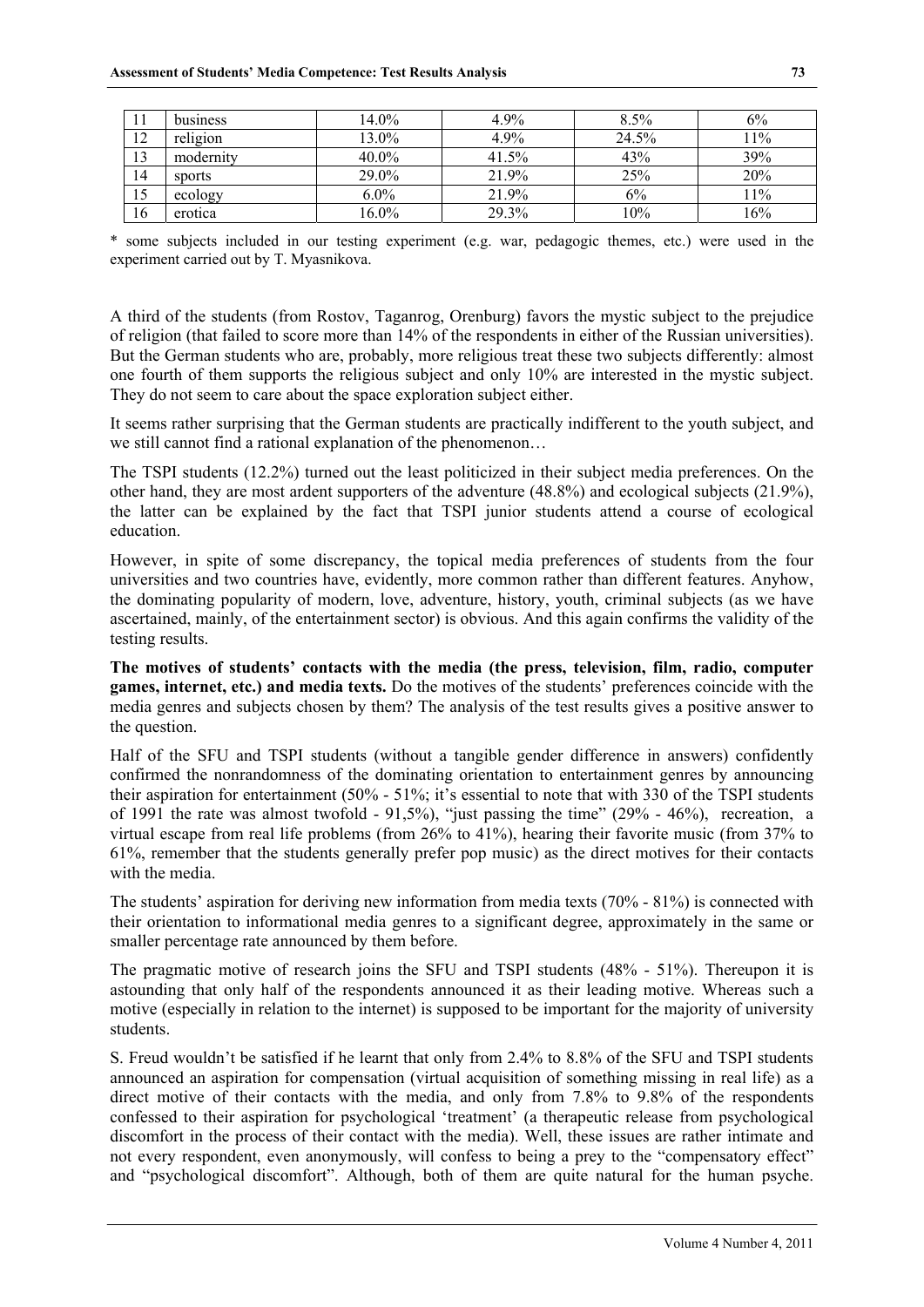| 11 | business | 14.0% | 4.9% | 8.5% | 6% |
|---|---|---|---|---|---|
| 12 | religion | 13.0% | 4.9% | 24.5% | 11% |
| 13 | modernity | 40.0% | 41.5% | 43% | 39% |
| 14 | sports | 29.0% | 21.9% | 25% | 20% |
| 15 | ecology | 6.0% | 21.9% | 6% | 11% |
| 16 | erotica | 16.0% | 29.3% | 10% | 16% |

* some subjects included in our testing experiment (e.g. war, pedagogic themes, etc.) were used in the experiment carried out by T. Myasnikova.

A third of the students (from Rostov, Taganrog, Orenburg) favors the mystic subject to the prejudice of religion (that failed to score more than 14% of the respondents in either of the Russian universities). But the German students who are, probably, more religious treat these two subjects differently: almost one fourth of them supports the religious subject and only 10% are interested in the mystic subject. They do not seem to care about the space exploration subject either.

It seems rather surprising that the German students are practically indifferent to the youth subject, and we still cannot find a rational explanation of the phenomenon…

The TSPI students (12.2%) turned out the least politicized in their subject media preferences. On the other hand, they are most ardent supporters of the adventure (48.8%) and ecological subjects (21.9%), the latter can be explained by the fact that TSPI junior students attend a course of ecological education.

However, in spite of some discrepancy, the topical media preferences of students from the four universities and two countries have, evidently, more common rather than different features. Anyhow, the dominating popularity of modern, love, adventure, history, youth, criminal subjects (as we have ascertained, mainly, of the entertainment sector) is obvious. And this again confirms the validity of the testing results.

**The motives of students' contacts with the media (the press, television, film, radio, computer games, internet, etc.) and media texts.** Do the motives of the students' preferences coincide with the media genres and subjects chosen by them? The analysis of the test results gives a positive answer to the question.

Half of the SFU and TSPI students (without a tangible gender difference in answers) confidently confirmed the nonrandomness of the dominating orientation to entertainment genres by announcing their aspiration for entertainment (50% - 51%; it's essential to note that with 330 of the TSPI students of 1991 the rate was almost twofold - 91,5%), "just passing the time" (29% - 46%), recreation, a virtual escape from real life problems (from 26% to 41%), hearing their favorite music (from 37% to 61%, remember that the students generally prefer pop music) as the direct motives for their contacts with the media.

The students' aspiration for deriving new information from media texts (70% - 81%) is connected with their orientation to informational media genres to a significant degree, approximately in the same or smaller percentage rate announced by them before.

The pragmatic motive of research joins the SFU and TSPI students (48% - 51%). Thereupon it is astounding that only half of the respondents announced it as their leading motive. Whereas such a motive (especially in relation to the internet) is supposed to be important for the majority of university students.

S. Freud wouldn't be satisfied if he learnt that only from 2.4% to 8.8% of the SFU and TSPI students announced an aspiration for compensation (virtual acquisition of something missing in real life) as a direct motive of their contacts with the media, and only from 7.8% to 9.8% of the respondents confessed to their aspiration for psychological 'treatment' (a therapeutic release from psychological discomfort in the process of their contact with the media). Well, these issues are rather intimate and not every respondent, even anonymously, will confess to being a prey to the "compensatory effect" and "psychological discomfort". Although, both of them are quite natural for the human psyche.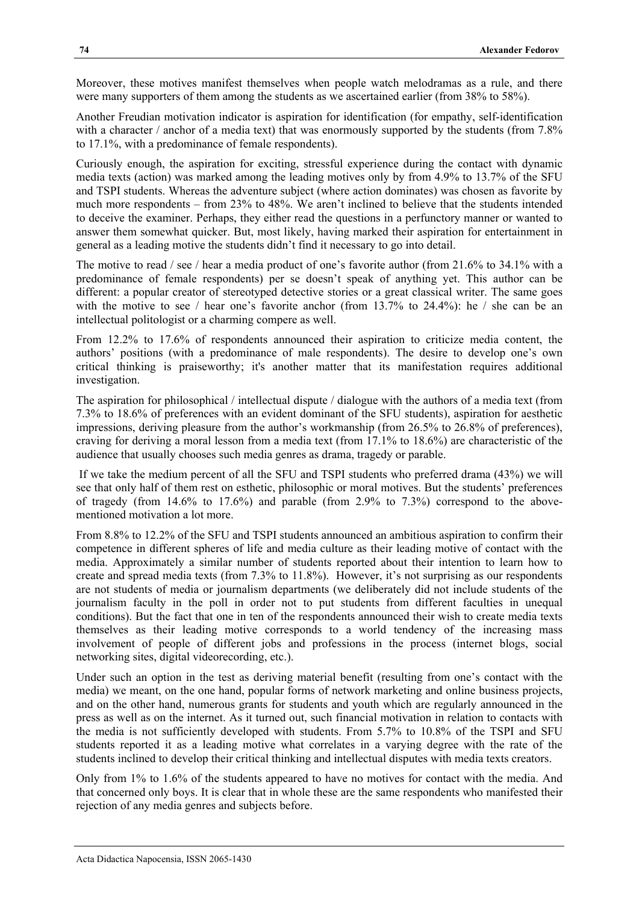Moreover, these motives manifest themselves when people watch melodramas as a rule, and there were many supporters of them among the students as we ascertained earlier (from 38% to 58%).

Another Freudian motivation indicator is aspiration for identification (for empathy, self-identification with a character / anchor of a media text) that was enormously supported by the students (from 7.8% to 17.1%, with a predominance of female respondents).

Curiously enough, the aspiration for exciting, stressful experience during the contact with dynamic media texts (action) was marked among the leading motives only by from 4.9% to 13.7% of the SFU and TSPI students. Whereas the adventure subject (where action dominates) was chosen as favorite by much more respondents – from 23% to 48%. We aren't inclined to believe that the students intended to deceive the examiner. Perhaps, they either read the questions in a perfunctory manner or wanted to answer them somewhat quicker. But, most likely, having marked their aspiration for entertainment in general as a leading motive the students didn't find it necessary to go into detail.

The motive to read / see / hear a media product of one's favorite author (from 21.6% to 34.1% with a predominance of female respondents) per se doesn't speak of anything yet. This author can be different: a popular creator of stereotyped detective stories or a great classical writer. The same goes with the motive to see / hear one's favorite anchor (from 13.7% to 24.4%): he / she can be an intellectual politologist or a charming compere as well.

From 12.2% to 17.6% of respondents announced their aspiration to criticize media content, the authors' positions (with a predominance of male respondents). The desire to develop one's own critical thinking is praiseworthy; it's another matter that its manifestation requires additional investigation.

The aspiration for philosophical / intellectual dispute / dialogue with the authors of a media text (from 7.3% to 18.6% of preferences with an evident dominant of the SFU students), aspiration for aesthetic impressions, deriving pleasure from the author's workmanship (from 26.5% to 26.8% of preferences), craving for deriving a moral lesson from a media text (from 17.1% to 18.6%) are characteristic of the audience that usually chooses such media genres as drama, tragedy or parable.

If we take the medium percent of all the SFU and TSPI students who preferred drama (43%) we will see that only half of them rest on esthetic, philosophic or moral motives. But the students' preferences of tragedy (from 14.6% to 17.6%) and parable (from 2.9% to 7.3%) correspond to the above-mentioned motivation a lot more.

From 8.8% to 12.2% of the SFU and TSPI students announced an ambitious aspiration to confirm their competence in different spheres of life and media culture as their leading motive of contact with the media. Approximately a similar number of students reported about their intention to learn how to create and spread media texts (from 7.3% to 11.8%). However, it's not surprising as our respondents are not students of media or journalism departments (we deliberately did not include students of the journalism faculty in the poll in order not to put students from different faculties in unequal conditions). But the fact that one in ten of the respondents announced their wish to create media texts themselves as their leading motive corresponds to a world tendency of the increasing mass involvement of people of different jobs and professions in the process (internet blogs, social networking sites, digital videorecording, etc.).

Under such an option in the test as deriving material benefit (resulting from one's contact with the media) we meant, on the one hand, popular forms of network marketing and online business projects, and on the other hand, numerous grants for students and youth which are regularly announced in the press as well as on the internet. As it turned out, such financial motivation in relation to contacts with the media is not sufficiently developed with students. From 5.7% to 10.8% of the TSPI and SFU students reported it as a leading motive what correlates in a varying degree with the rate of the students inclined to develop their critical thinking and intellectual disputes with media texts creators.

Only from 1% to 1.6% of the students appeared to have no motives for contact with the media. And that concerned only boys. It is clear that in whole these are the same respondents who manifested their rejection of any media genres and subjects before.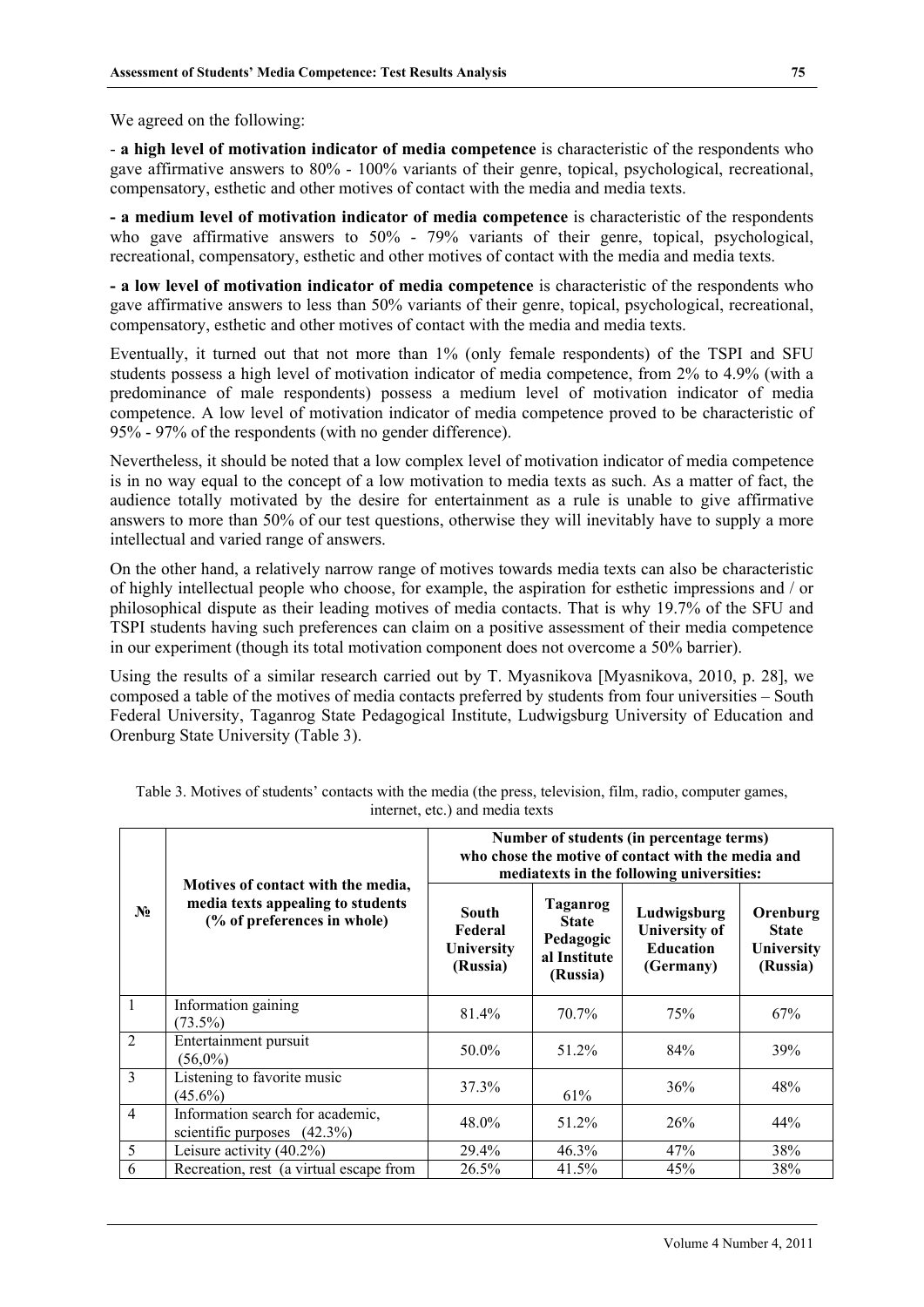We agreed on the following:

- **a high level of motivation indicator of media competence** is characteristic of the respondents who gave affirmative answers to 80% - 100% variants of their genre, topical, psychological, recreational, compensatory, esthetic and other motives of contact with the media and media texts.

**- a medium level of motivation indicator of media competence** is characteristic of the respondents who gave affirmative answers to 50% - 79% variants of their genre, topical, psychological, recreational, compensatory, esthetic and other motives of contact with the media and media texts.

**- a low level of motivation indicator of media competence** is characteristic of the respondents who gave affirmative answers to less than 50% variants of their genre, topical, psychological, recreational, compensatory, esthetic and other motives of contact with the media and media texts.

Eventually, it turned out that not more than 1% (only female respondents) of the TSPI and SFU students possess a high level of motivation indicator of media competence, from 2% to 4.9% (with a predominance of male respondents) possess a medium level of motivation indicator of media competence. A low level of motivation indicator of media competence proved to be characteristic of 95% - 97% of the respondents (with no gender difference).

Nevertheless, it should be noted that a low complex level of motivation indicator of media competence is in no way equal to the concept of a low motivation to media texts as such. As a matter of fact, the audience totally motivated by the desire for entertainment as a rule is unable to give affirmative answers to more than 50% of our test questions, otherwise they will inevitably have to supply a more intellectual and varied range of answers.

On the other hand, a relatively narrow range of motives towards media texts can also be characteristic of highly intellectual people who choose, for example, the aspiration for esthetic impressions and / or philosophical dispute as their leading motives of media contacts. That is why 19.7% of the SFU and TSPI students having such preferences can claim on a positive assessment of their media competence in our experiment (though its total motivation component does not overcome a 50% barrier).

Using the results of a similar research carried out by T. Myasnikova [Myasnikova, 2010, p. 28], we composed a table of the motives of media contacts preferred by students from four universities – South Federal University, Taganrog State Pedagogical Institute, Ludwigsburg University of Education and Orenburg State University (Table 3).

Table 3. Motives of students' contacts with the media (the press, television, film, radio, computer games, internet, etc.) and media texts

| № | Motives of contact with the media, media texts appealing to students (% of preferences in whole) | Number of students (in percentage terms) who chose the motive of contact with the media and mediatexts in the following universities: | | | |
|---|---|---|---|---|---|
| | | **South Federal University (Russia)** | **Taganrog State Pedagogical Institute (Russia)** | **Ludwigsburg University of Education (Germany)** | **Orenburg State University (Russia)** |
| 1 | Information gaining (73.5%) | 81.4% | 70.7% | 75% | 67% |
| 2 | Entertainment pursuit (56,0%) | 50.0% | 51.2% | 84% | 39% |
| 3 | Listening to favorite music (45.6%) | 37.3% | 61% | 36% | 48% |
| 4 | Information search for academic, scientific purposes (42.3%) | 48.0% | 51.2% | 26% | 44% |
| 5 | Leisure activity (40.2%) | 29.4% | 46.3% | 47% | 38% |
| 6 | Recreation, rest (a virtual escape from | 26.5% | 41.5% | 45% | 38% |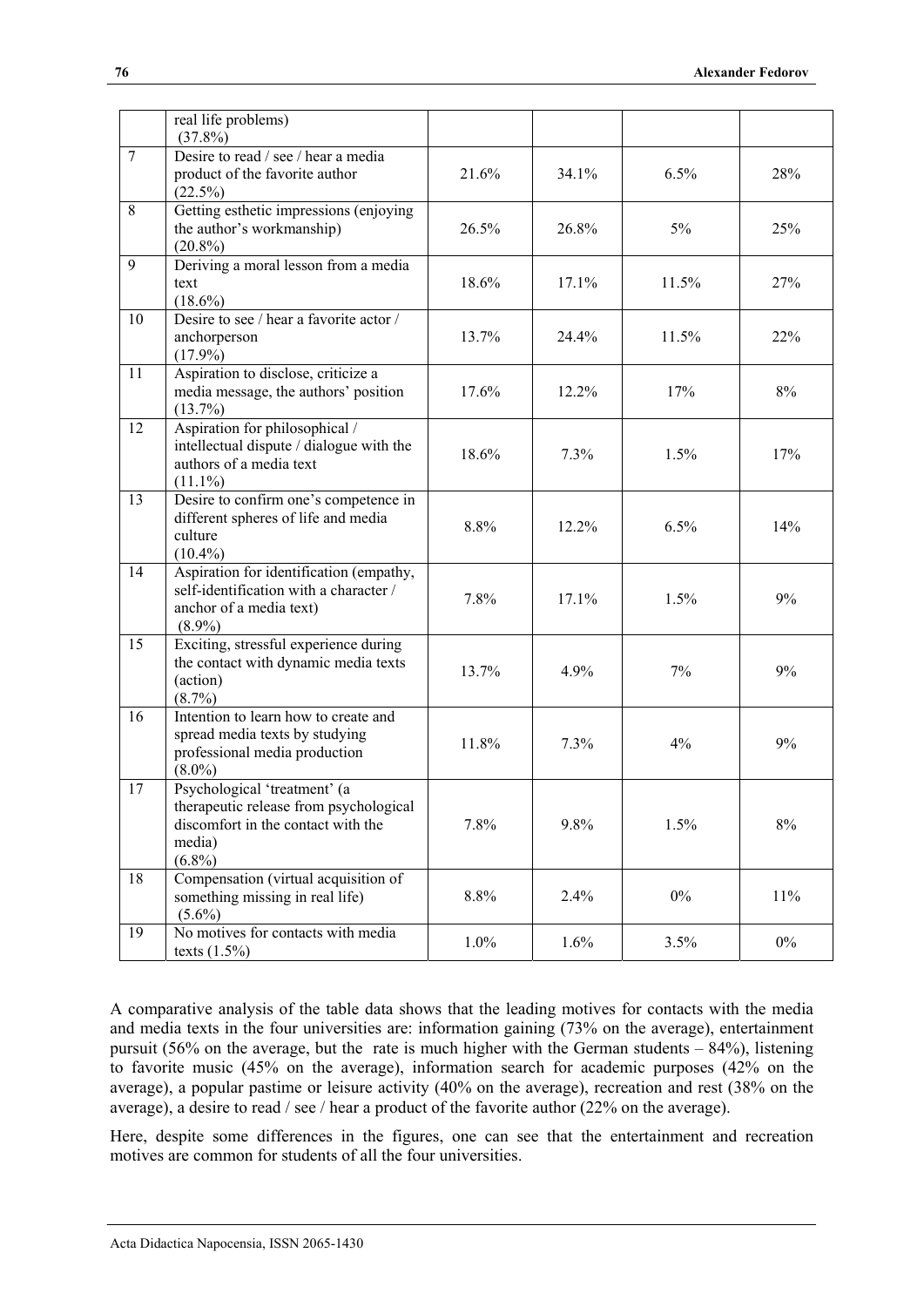| | | | | | |
|---|---|---|---|---|---|
| | real life problems) (37.8%) | | | | |
| 7 | Desire to read / see / hear a media product of the favorite author (22.5%) | 21.6% | 34.1% | 6.5% | 28% |
| 8 | Getting esthetic impressions (enjoying the author's workmanship) (20.8%) | 26.5% | 26.8% | 5% | 25% |
| 9 | Deriving a moral lesson from a media text (18.6%) | 18.6% | 17.1% | 11.5% | 27% |
| 10 | Desire to see / hear a favorite actor / anchorperson (17.9%) | 13.7% | 24.4% | 11.5% | 22% |
| 11 | Aspiration to disclose, criticize a media message, the authors' position (13.7%) | 17.6% | 12.2% | 17% | 8% |
| 12 | Aspiration for philosophical / intellectual dispute / dialogue with the authors of a media text (11.1%) | 18.6% | 7.3% | 1.5% | 17% |
| 13 | Desire to confirm one's competence in different spheres of life and media culture (10.4%) | 8.8% | 12.2% | 6.5% | 14% |
| 14 | Aspiration for identification (empathy, self-identification with a character / anchor of a media text) (8.9%) | 7.8% | 17.1% | 1.5% | 9% |
| 15 | Exciting, stressful experience during the contact with dynamic media texts (action) (8.7%) | 13.7% | 4.9% | 7% | 9% |
| 16 | Intention to learn how to create and spread media texts by studying professional media production (8.0%) | 11.8% | 7.3% | 4% | 9% |
| 17 | Psychological 'treatment' (a therapeutic release from psychological discomfort in the contact with the media) (6.8%) | 7.8% | 9.8% | 1.5% | 8% |
| 18 | Compensation (virtual acquisition of something missing in real life) (5.6%) | 8.8% | 2.4% | 0% | 11% |
| 19 | No motives for contacts with media texts (1.5%) | 1.0% | 1.6% | 3.5% | 0% |

A comparative analysis of the table data shows that the leading motives for contacts with the media and media texts in the four universities are: information gaining (73% on the average), entertainment pursuit (56% on the average, but the rate is much higher with the German students – 84%), listening to favorite music (45% on the average), information search for academic purposes (42% on the average), a popular pastime or leisure activity (40% on the average), recreation and rest (38% on the average), a desire to read / see / hear a product of the favorite author (22% on the average).

Here, despite some differences in the figures, one can see that the entertainment and recreation motives are common for students of all the four universities.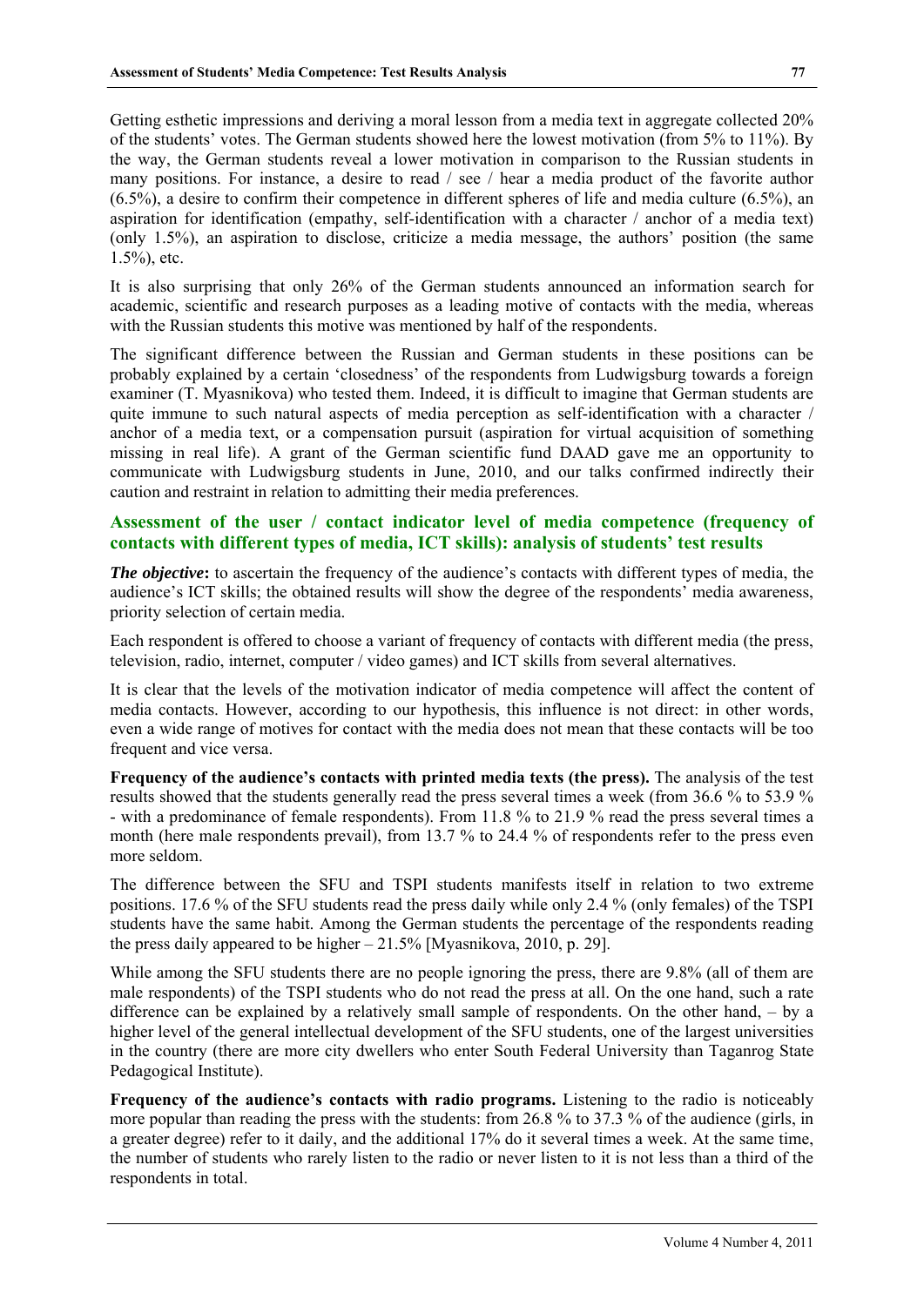Getting esthetic impressions and deriving a moral lesson from a media text in aggregate collected 20% of the students' votes. The German students showed here the lowest motivation (from 5% to 11%). By the way, the German students reveal a lower motivation in comparison to the Russian students in many positions. For instance, a desire to read / see / hear a media product of the favorite author (6.5%), a desire to confirm their competence in different spheres of life and media culture (6.5%), an aspiration for identification (empathy, self-identification with a character / anchor of a media text) (only 1.5%), an aspiration to disclose, criticize a media message, the authors' position (the same 1.5%), etc.

It is also surprising that only 26% of the German students announced an information search for academic, scientific and research purposes as a leading motive of contacts with the media, whereas with the Russian students this motive was mentioned by half of the respondents.

The significant difference between the Russian and German students in these positions can be probably explained by a certain 'closedness' of the respondents from Ludwigsburg towards a foreign examiner (T. Myasnikova) who tested them. Indeed, it is difficult to imagine that German students are quite immune to such natural aspects of media perception as self-identification with a character / anchor of a media text, or a compensation pursuit (aspiration for virtual acquisition of something missing in real life). A grant of the German scientific fund DAAD gave me an opportunity to communicate with Ludwigsburg students in June, 2010, and our talks confirmed indirectly their caution and restraint in relation to admitting their media preferences.

## Assessment of the user / contact indicator level of media competence (frequency of contacts with different types of media, ICT skills): analysis of students' test results

***The objective*:** to ascertain the frequency of the audience's contacts with different types of media, the audience's ICT skills; the obtained results will show the degree of the respondents' media awareness, priority selection of certain media.

Each respondent is offered to choose a variant of frequency of contacts with different media (the press, television, radio, internet, computer / video games) and ICT skills from several alternatives.

It is clear that the levels of the motivation indicator of media competence will affect the content of media contacts. However, according to our hypothesis, this influence is not direct: in other words, even a wide range of motives for contact with the media does not mean that these contacts will be too frequent and vice versa.

**Frequency of the audience's contacts with printed media texts (the press).** The analysis of the test results showed that the students generally read the press several times a week (from 36.6 % to 53.9 % - with a predominance of female respondents). From 11.8 % to 21.9 % read the press several times a month (here male respondents prevail), from 13.7 % to 24.4 % of respondents refer to the press even more seldom.

The difference between the SFU and TSPI students manifests itself in relation to two extreme positions. 17.6 % of the SFU students read the press daily while only 2.4 % (only females) of the TSPI students have the same habit. Among the German students the percentage of the respondents reading the press daily appeared to be higher – 21.5% [Myasnikova, 2010, p. 29].

While among the SFU students there are no people ignoring the press, there are 9.8% (all of them are male respondents) of the TSPI students who do not read the press at all. On the one hand, such a rate difference can be explained by a relatively small sample of respondents. On the other hand, – by a higher level of the general intellectual development of the SFU students, one of the largest universities in the country (there are more city dwellers who enter South Federal University than Taganrog State Pedagogical Institute).

**Frequency of the audience's contacts with radio programs.** Listening to the radio is noticeably more popular than reading the press with the students: from 26.8 % to 37.3 % of the audience (girls, in a greater degree) refer to it daily, and the additional 17% do it several times a week. At the same time, the number of students who rarely listen to the radio or never listen to it is not less than a third of the respondents in total.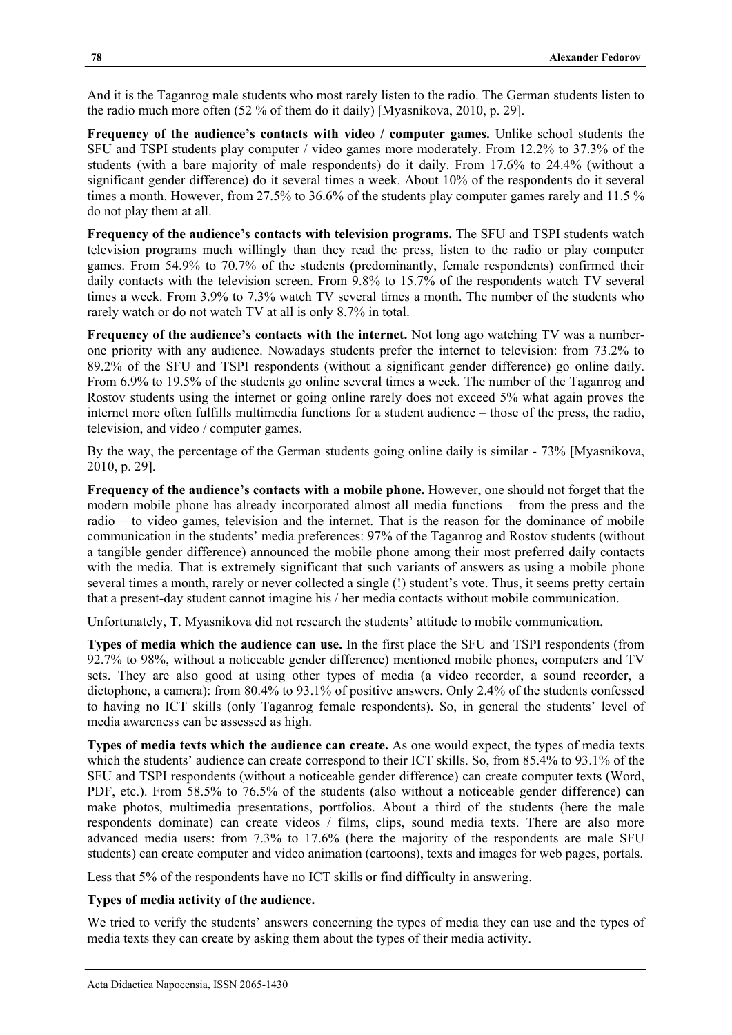And it is the Taganrog male students who most rarely listen to the radio. The German students listen to the radio much more often (52 % of them do it daily) [Myasnikova, 2010, p. 29].

**Frequency of the audience's contacts with video / computer games.** Unlike school students the SFU and TSPI students play computer / video games more moderately. From 12.2% to 37.3% of the students (with a bare majority of male respondents) do it daily. From 17.6% to 24.4% (without a significant gender difference) do it several times a week. About 10% of the respondents do it several times a month. However, from 27.5% to 36.6% of the students play computer games rarely and 11.5 % do not play them at all.

**Frequency of the audience's contacts with television programs.** The SFU and TSPI students watch television programs much willingly than they read the press, listen to the radio or play computer games. From 54.9% to 70.7% of the students (predominantly, female respondents) confirmed their daily contacts with the television screen. From 9.8% to 15.7% of the respondents watch TV several times a week. From 3.9% to 7.3% watch TV several times a month. The number of the students who rarely watch or do not watch TV at all is only 8.7% in total.

**Frequency of the audience's contacts with the internet.** Not long ago watching TV was a number-one priority with any audience. Nowadays students prefer the internet to television: from 73.2% to 89.2% of the SFU and TSPI respondents (without a significant gender difference) go online daily. From 6.9% to 19.5% of the students go online several times a week. The number of the Taganrog and Rostov students using the internet or going online rarely does not exceed 5% what again proves the internet more often fulfills multimedia functions for a student audience – those of the press, the radio, television, and video / computer games.

By the way, the percentage of the German students going online daily is similar - 73% [Myasnikova, 2010, p. 29].

**Frequency of the audience's contacts with a mobile phone.** However, one should not forget that the modern mobile phone has already incorporated almost all media functions – from the press and the radio – to video games, television and the internet. That is the reason for the dominance of mobile communication in the students' media preferences: 97% of the Taganrog and Rostov students (without a tangible gender difference) announced the mobile phone among their most preferred daily contacts with the media. That is extremely significant that such variants of answers as using a mobile phone several times a month, rarely or never collected a single (!) student's vote. Thus, it seems pretty certain that a present-day student cannot imagine his / her media contacts without mobile communication.

Unfortunately, T. Myasnikova did not research the students' attitude to mobile communication.

**Types of media which the audience can use.** In the first place the SFU and TSPI respondents (from 92.7% to 98%, without a noticeable gender difference) mentioned mobile phones, computers and TV sets. They are also good at using other types of media (a video recorder, a sound recorder, a dictophone, a camera): from 80.4% to 93.1% of positive answers. Only 2.4% of the students confessed to having no ICT skills (only Taganrog female respondents). So, in general the students' level of media awareness can be assessed as high.

**Types of media texts which the audience can create.** As one would expect, the types of media texts which the students' audience can create correspond to their ICT skills. So, from 85.4% to 93.1% of the SFU and TSPI respondents (without a noticeable gender difference) can create computer texts (Word, PDF, etc.). From 58.5% to 76.5% of the students (also without a noticeable gender difference) can make photos, multimedia presentations, portfolios. About a third of the students (here the male respondents dominate) can create videos / films, clips, sound media texts. There are also more advanced media users: from 7.3% to 17.6% (here the majority of the respondents are male SFU students) can create computer and video animation (cartoons), texts and images for web pages, portals.

Less that 5% of the respondents have no ICT skills or find difficulty in answering.

**Types of media activity of the audience.**

We tried to verify the students' answers concerning the types of media they can use and the types of media texts they can create by asking them about the types of their media activity.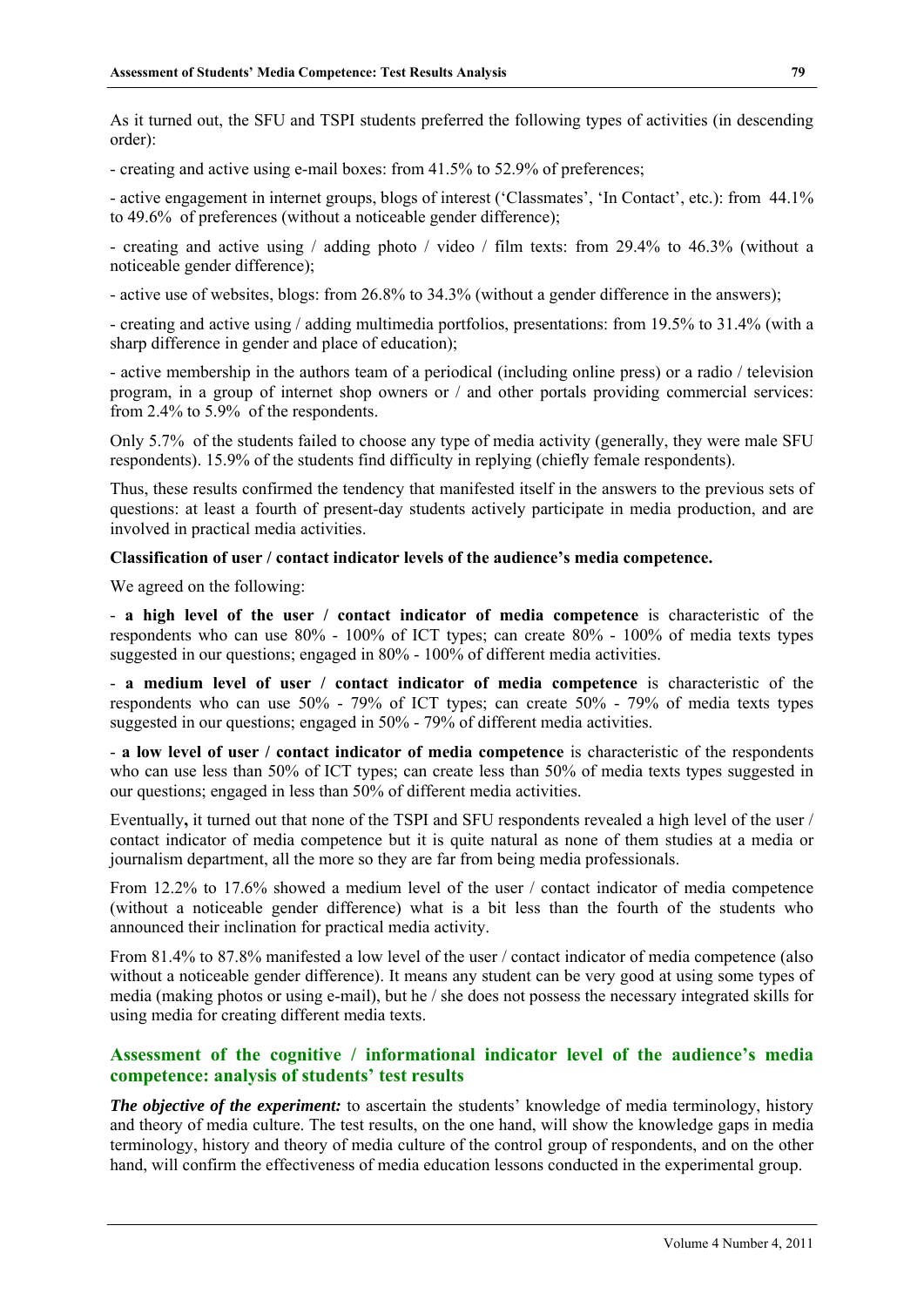As it turned out, the SFU and TSPI students preferred the following types of activities (in descending order):

- creating and active using e-mail boxes: from 41.5% to 52.9% of preferences;

- active engagement in internet groups, blogs of interest ('Classmates', 'In Contact', etc.): from 44.1% to 49.6% of preferences (without a noticeable gender difference);

- creating and active using / adding photo / video / film texts: from 29.4% to 46.3% (without a noticeable gender difference);

- active use of websites, blogs: from 26.8% to 34.3% (without a gender difference in the answers);

- creating and active using / adding multimedia portfolios, presentations: from 19.5% to 31.4% (with a sharp difference in gender and place of education);

- active membership in the authors team of a periodical (including online press) or a radio / television program, in a group of internet shop owners or / and other portals providing commercial services: from 2.4% to 5.9% of the respondents.

Only 5.7% of the students failed to choose any type of media activity (generally, they were male SFU respondents). 15.9% of the students find difficulty in replying (chiefly female respondents).

Thus, these results confirmed the tendency that manifested itself in the answers to the previous sets of questions: at least a fourth of present-day students actively participate in media production, and are involved in practical media activities.

**Classification of user / contact indicator levels of the audience's media competence.**

We agreed on the following:

- **a high level of the user / contact indicator of media competence** is characteristic of the respondents who can use 80% - 100% of ICT types; can create 80% - 100% of media texts types suggested in our questions; engaged in 80% - 100% of different media activities.

- **a medium level of user / contact indicator of media competence** is characteristic of the respondents who can use 50% - 79% of ICT types; can create 50% - 79% of media texts types suggested in our questions; engaged in 50% - 79% of different media activities.

- **a low level of user / contact indicator of media competence** is characteristic of the respondents who can use less than 50% of ICT types; can create less than 50% of media texts types suggested in our questions; engaged in less than 50% of different media activities.

Eventually**,** it turned out that none of the TSPI and SFU respondents revealed a high level of the user / contact indicator of media competence but it is quite natural as none of them studies at a media or journalism department, all the more so they are far from being media professionals.

From 12.2% to 17.6% showed a medium level of the user / contact indicator of media competence (without a noticeable gender difference) what is a bit less than the fourth of the students who announced their inclination for practical media activity.

From 81.4% to 87.8% manifested a low level of the user / contact indicator of media competence (also without a noticeable gender difference). It means any student can be very good at using some types of media (making photos or using e-mail), but he / she does not possess the necessary integrated skills for using media for creating different media texts.

## Assessment of the cognitive / informational indicator level of the audience's media competence: analysis of students' test results

***The objective of the experiment:*** to ascertain the students' knowledge of media terminology, history and theory of media culture. The test results, on the one hand, will show the knowledge gaps in media terminology, history and theory of media culture of the control group of respondents, and on the other hand, will confirm the effectiveness of media education lessons conducted in the experimental group.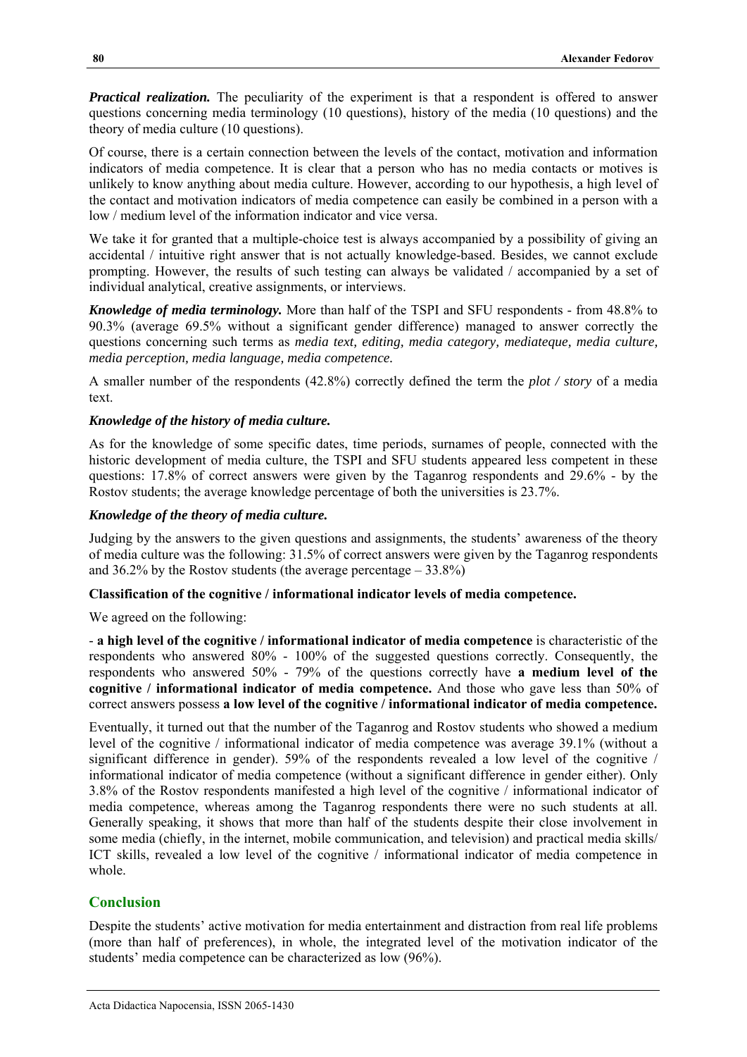***Practical realization.*** The peculiarity of the experiment is that a respondent is offered to answer questions concerning media terminology (10 questions), history of the media (10 questions) and the theory of media culture (10 questions).

Of course, there is a certain connection between the levels of the contact, motivation and information indicators of media competence. It is clear that a person who has no media contacts or motives is unlikely to know anything about media culture. However, according to our hypothesis, a high level of the contact and motivation indicators of media competence can easily be combined in a person with a low / medium level of the information indicator and vice versa.

We take it for granted that a multiple-choice test is always accompanied by a possibility of giving an accidental / intuitive right answer that is not actually knowledge-based. Besides, we cannot exclude prompting. However, the results of such testing can always be validated / accompanied by a set of individual analytical, creative assignments, or interviews.

***Knowledge of media terminology.*** More than half of the TSPI and SFU respondents - from 48.8% to 90.3% (average 69.5% without a significant gender difference) managed to answer correctly the questions concerning such terms as *media text, editing, media category, mediateque, media culture, media perception, media language, media competence.*

A smaller number of the respondents (42.8%) correctly defined the term the *plot / story* of a media text.

***Knowledge of the history of media culture.***

As for the knowledge of some specific dates, time periods, surnames of people, connected with the historic development of media culture, the TSPI and SFU students appeared less competent in these questions: 17.8% of correct answers were given by the Taganrog respondents and 29.6% - by the Rostov students; the average knowledge percentage of both the universities is 23.7%.

***Knowledge of the theory of media culture.***

Judging by the answers to the given questions and assignments, the students' awareness of the theory of media culture was the following: 31.5% of correct answers were given by the Taganrog respondents and 36.2% by the Rostov students (the average percentage – 33.8%)

**Classification of the cognitive / informational indicator levels of media competence.**

We agreed on the following:

- **a high level of the cognitive / informational indicator of media competence** is characteristic of the respondents who answered 80% - 100% of the suggested questions correctly. Consequently, the respondents who answered 50% - 79% of the questions correctly have **a medium level of the cognitive / informational indicator of media competence.** And those who gave less than 50% of correct answers possess **a low level of the cognitive / informational indicator of media competence.**

Eventually, it turned out that the number of the Taganrog and Rostov students who showed a medium level of the cognitive / informational indicator of media competence was average 39.1% (without a significant difference in gender). 59% of the respondents revealed a low level of the cognitive / informational indicator of media competence (without a significant difference in gender either). Only 3.8% of the Rostov respondents manifested a high level of the cognitive / informational indicator of media competence, whereas among the Taganrog respondents there were no such students at all. Generally speaking, it shows that more than half of the students despite their close involvement in some media (chiefly, in the internet, mobile communication, and television) and practical media skills/ ICT skills, revealed a low level of the cognitive / informational indicator of media competence in whole.

## Conclusion

Despite the students' active motivation for media entertainment and distraction from real life problems (more than half of preferences), in whole, the integrated level of the motivation indicator of the students' media competence can be characterized as low (96%).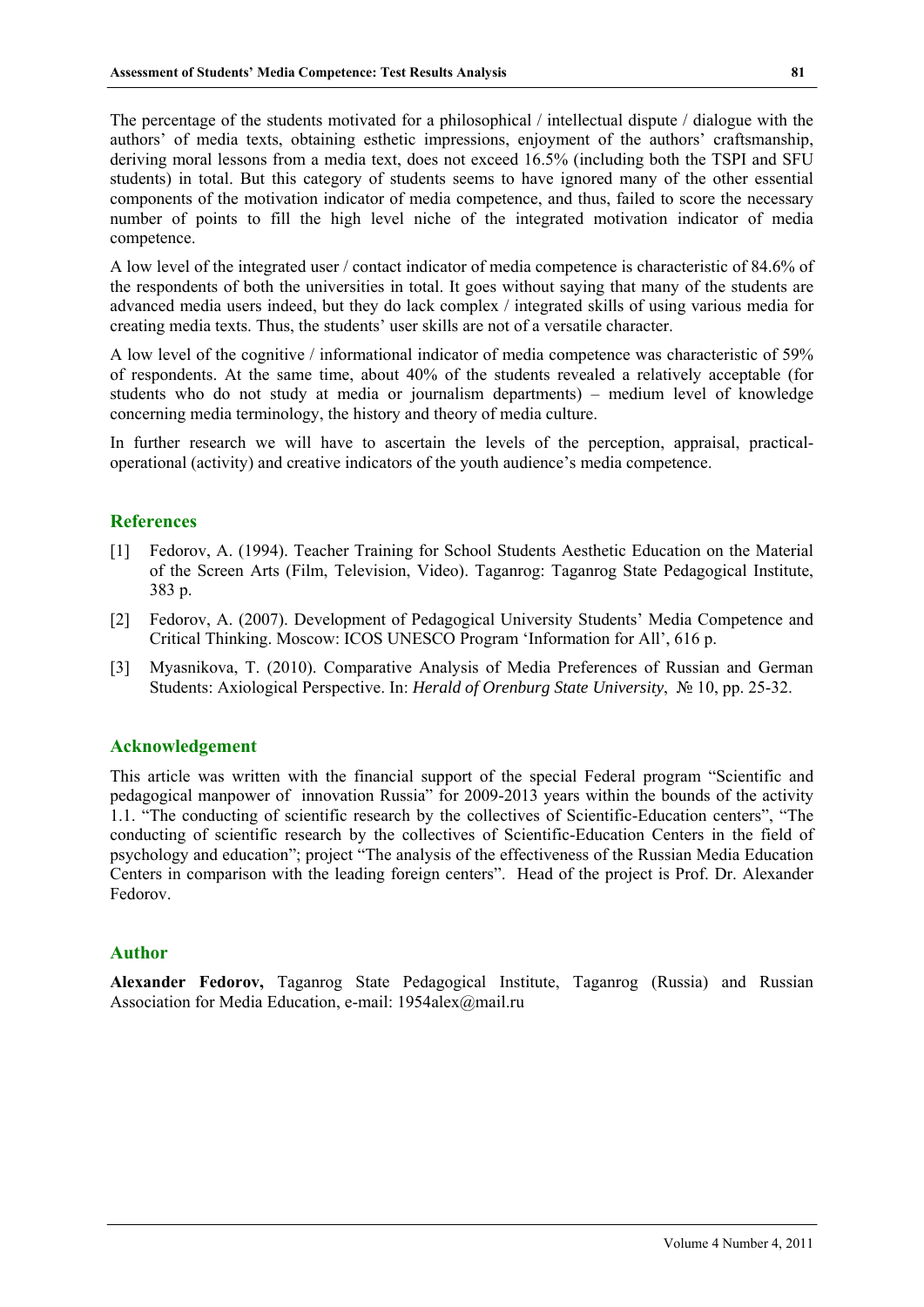The percentage of the students motivated for a philosophical / intellectual dispute / dialogue with the authors' of media texts, obtaining esthetic impressions, enjoyment of the authors' craftsmanship, deriving moral lessons from a media text, does not exceed 16.5% (including both the TSPI and SFU students) in total. But this category of students seems to have ignored many of the other essential components of the motivation indicator of media competence, and thus, failed to score the necessary number of points to fill the high level niche of the integrated motivation indicator of media competence.

A low level of the integrated user / contact indicator of media competence is characteristic of 84.6% of the respondents of both the universities in total. It goes without saying that many of the students are advanced media users indeed, but they do lack complex / integrated skills of using various media for creating media texts. Thus, the students' user skills are not of a versatile character.

A low level of the cognitive / informational indicator of media competence was characteristic of 59% of respondents. At the same time, about 40% of the students revealed a relatively acceptable (for students who do not study at media or journalism departments) – medium level of knowledge concerning media terminology, the history and theory of media culture.

In further research we will have to ascertain the levels of the perception, appraisal, practical-operational (activity) and creative indicators of the youth audience's media competence.

## References

[1] Fedorov, A. (1994). Teacher Training for School Students Aesthetic Education on the Material of the Screen Arts (Film, Television, Video). Taganrog: Taganrog State Pedagogical Institute, 383 p.

[2] Fedorov, A. (2007). Development of Pedagogical University Students' Media Competence and Critical Thinking. Moscow: ICOS UNESCO Program 'Information for All', 616 p.

[3] Myasnikova, T. (2010). Comparative Analysis of Media Preferences of Russian and German Students: Axiological Perspective. In: *Herald of Orenburg State University*, № 10, pp. 25-32.

## Acknowledgement

This article was written with the financial support of the special Federal program "Scientific and pedagogical manpower of innovation Russia" for 2009-2013 years within the bounds of the activity 1.1. "The conducting of scientific research by the collectives of Scientific-Education centers", "The conducting of scientific research by the collectives of Scientific-Education Centers in the field of psychology and education"; project "The analysis of the effectiveness of the Russian Media Education Centers in comparison with the leading foreign centers". Head of the project is Prof. Dr. Alexander Fedorov.

## Author

**Alexander Fedorov,** Taganrog State Pedagogical Institute, Taganrog (Russia) and Russian Association for Media Education, e-mail: 1954alex@mail.ru